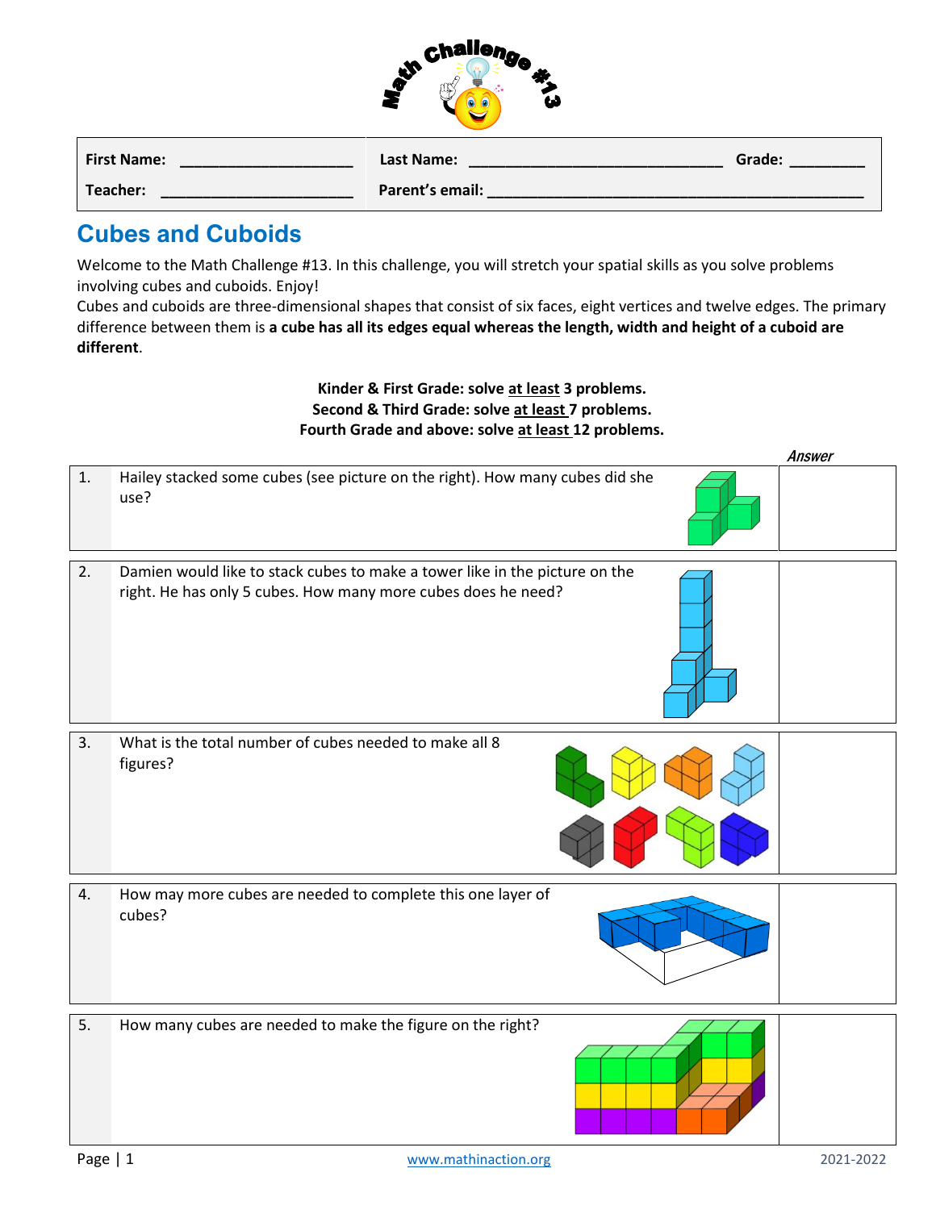# Math Challenge #13

| First Name: ____________________ | Last Name: ____________________________ | Grade: ________ |
| --- | --- | --- |
| Teacher: ______________________ | Parent's email: __________________________________________ | |

## Cubes and Cuboids

Welcome to the Math Challenge #13. In this challenge, you will stretch your spatial skills as you solve problems involving cubes and cuboids. Enjoy!

Cubes and cuboids are three-dimensional shapes that consist of six faces, eight vertices and twelve edges. The primary difference between them is **a cube has all its edges equal whereas the length, width and height of a cuboid are different**.

**Kinder & First Grade: solve at least 3 problems.**
**Second & Third Grade: solve at least 7 problems.**
**Fourth Grade and above: solve at least 12 problems.**

| | | *Answer* |
| --- | --- | --- |
| 1. | Hailey stacked some cubes (see picture on the right). How many cubes did she use? | |
| 2. | Damien would like to stack cubes to make a tower like in the picture on the right. He has only 5 cubes. How many more cubes does he need? | |
| 3. | What is the total number of cubes needed to make all 8 figures? | |
| 4. | How may more cubes are needed to complete this one layer of cubes? | |
| 5. | How many cubes are needed to make the figure on the right? | |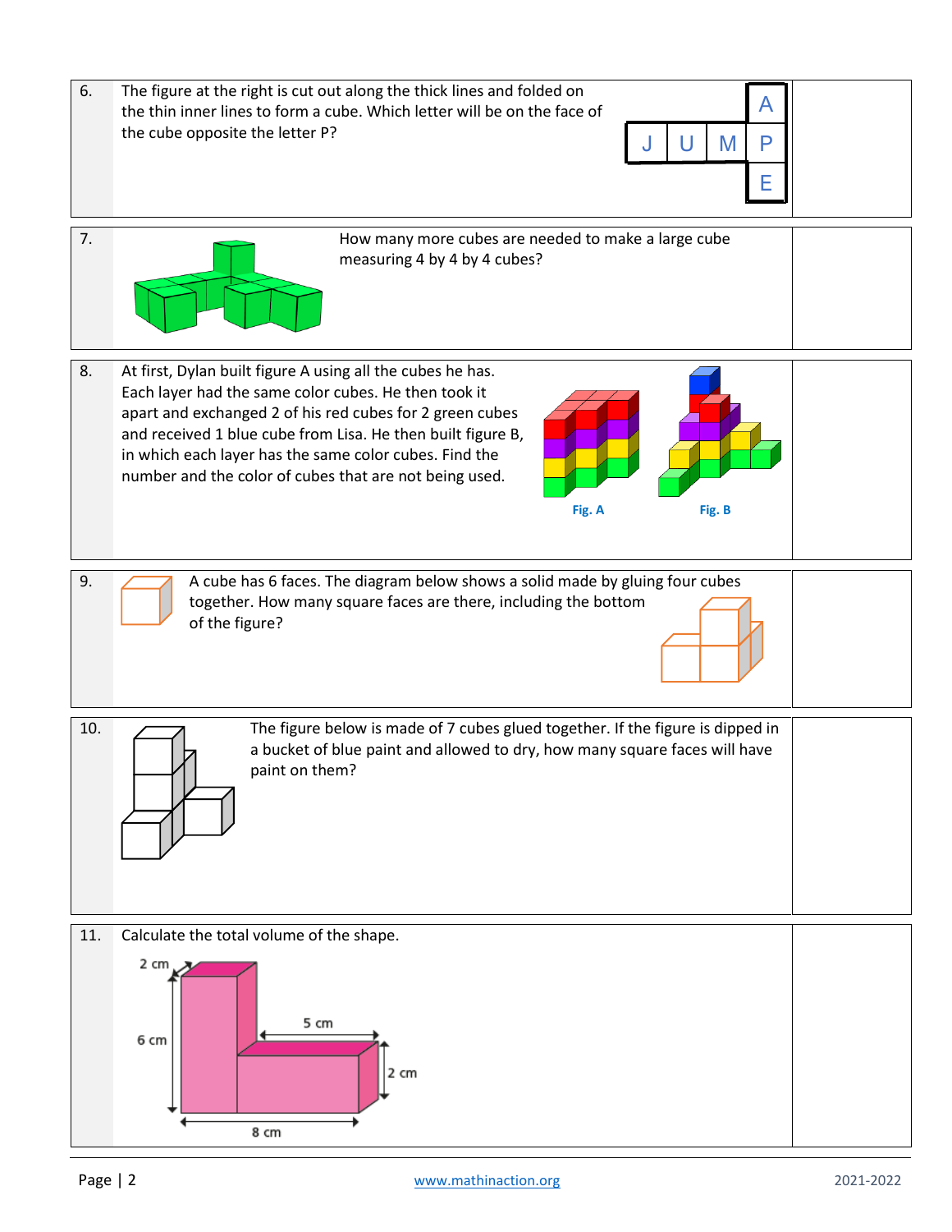6. The figure at the right is cut out along the thick lines and folded on the thin inner lines to form a cube. Which letter will be on the face of the cube opposite the letter P?

|   |   |   | A |
|---|---|---|---|
| J | U | M | P |
|   |   |   | E |

7. How many more cubes are needed to make a large cube measuring 4 by 4 by 4 cubes?

8. At first, Dylan built figure A using all the cubes he has. Each layer had the same color cubes. He then took it apart and exchanged 2 of his red cubes for 2 green cubes and received 1 blue cube from Lisa. He then built figure B, in which each layer has the same color cubes. Find the number and the color of cubes that are not being used.

Fig. A Fig. B

9. A cube has 6 faces. The diagram below shows a solid made by gluing four cubes together. How many square faces are there, including the bottom of the figure?

10. The figure below is made of 7 cubes glued together. If the figure is dipped in a bucket of blue paint and allowed to dry, how many square faces will have paint on them?

11. Calculate the total volume of the shape.

2 cm, 6 cm, 5 cm, 2 cm, 8 cm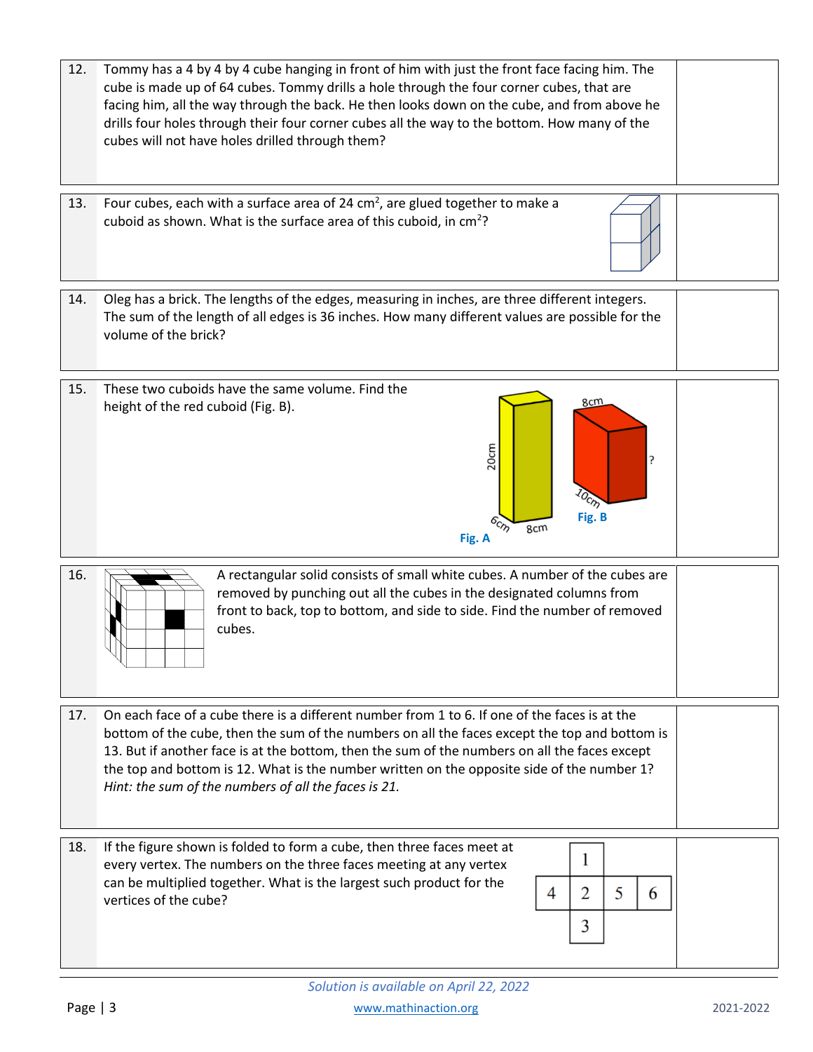12. Tommy has a 4 by 4 by 4 cube hanging in front of him with just the front face facing him. The cube is made up of 64 cubes. Tommy drills a hole through the four corner cubes, that are facing him, all the way through the back. He then looks down on the cube, and from above he drills four holes through their four corner cubes all the way to the bottom. How many of the cubes will not have holes drilled through them?

13. Four cubes, each with a surface area of 24 cm$^2$, are glued together to make a cuboid as shown. What is the surface area of this cuboid, in cm$^2$?

14. Oleg has a brick. The lengths of the edges, measuring in inches, are three different integers. The sum of the length of all edges is 36 inches. How many different values are possible for the volume of the brick?

15. These two cuboids have the same volume. Find the height of the red cuboid (Fig. B).

20cm

6cm

8cm

Fig. A

8cm

?

10cm

Fig. B

16. A rectangular solid consists of small white cubes. A number of the cubes are removed by punching out all the cubes in the designated columns from front to back, top to bottom, and side to side. Find the number of removed cubes.

17. On each face of a cube there is a different number from 1 to 6. If one of the faces is at the bottom of the cube, then the sum of the numbers on all the faces except the top and bottom is 13. But if another face is at the bottom, then the sum of the numbers on all the faces except the top and bottom is 12. What is the number written on the opposite side of the number 1? *Hint: the sum of the numbers of all the faces is 21.*

18. If the figure shown is folded to form a cube, then three faces meet at every vertex. The numbers on the three faces meeting at any vertex can be multiplied together. What is the largest such product for the vertices of the cube?

1

4 2 5 6

3

*Solution is available on April 22, 2022*

www.mathinaction.org